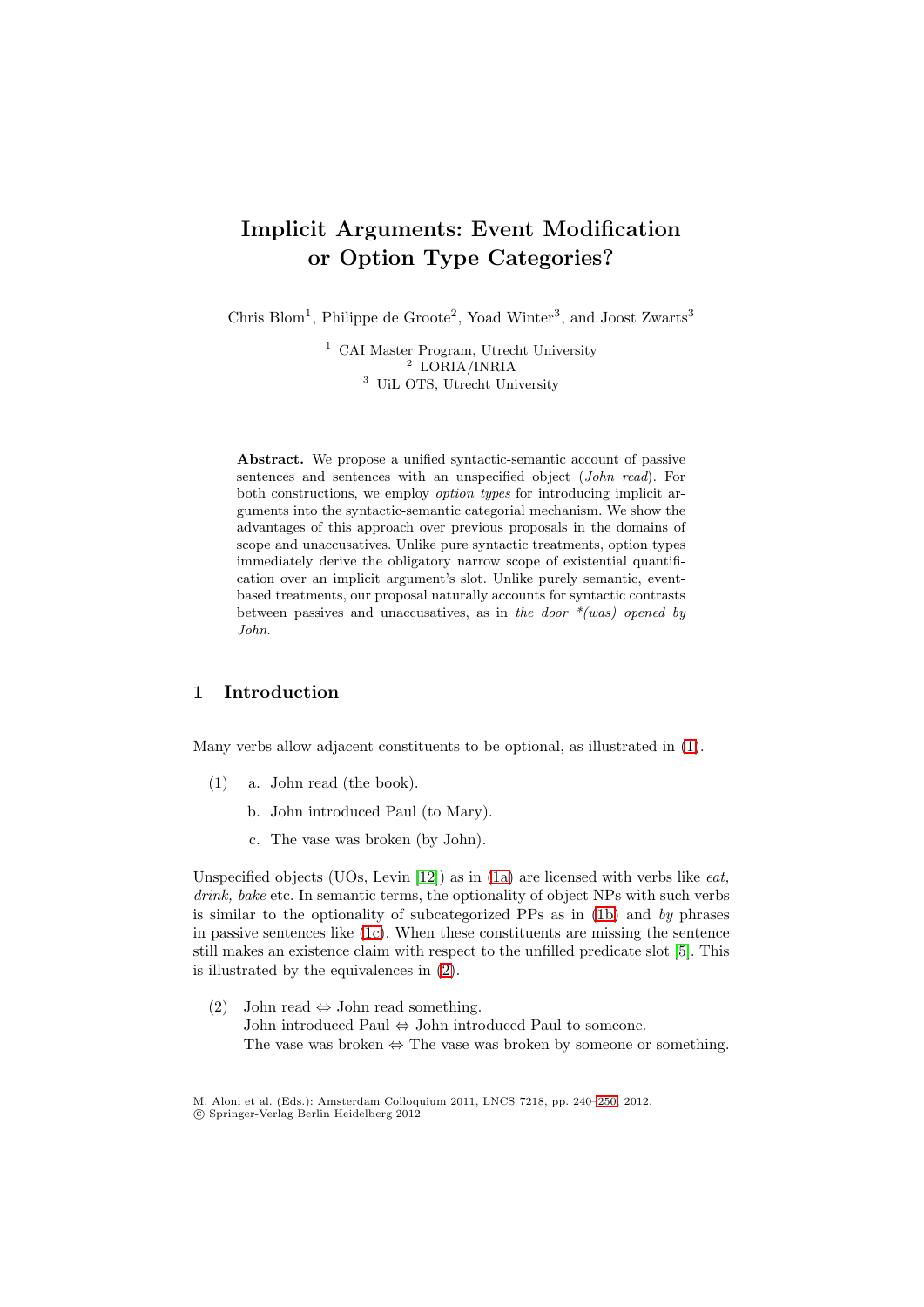# Implicit Arguments: Event Modification or Option Type Categories?

Chris Blom[1], Philippe de Groote[2], Yoad Winter[3], and Joost Zwarts[3]

[1] CAI Master Program, Utrecht University
[2] LORIA/INRIA
[3] UiL OTS, Utrecht University

**Abstract.** We propose a unified syntactic-semantic account of passive sentences and sentences with an unspecified object (*John read*). For both constructions, we employ *option types* for introducing implicit arguments into the syntactic-semantic categorial mechanism. We show the advantages of this approach over previous proposals in the domains of scope and unaccusatives. Unlike pure syntactic treatments, option types immediately derive the obligatory narrow scope of existential quantification over an implicit argument's slot. Unlike purely semantic, event-based treatments, our proposal naturally accounts for syntactic contrasts between passives and unaccusatives, as in *the door \*(was) opened by John*.

## 1 Introduction

Many verbs allow adjacent constituents to be optional, as illustrated in (1).

(1) a. John read (the book).

b. John introduced Paul (to Mary).

c. The vase was broken (by John).

Unspecified objects (UOs, Levin [12]) as in (1a) are licensed with verbs like *eat, drink, bake* etc. In semantic terms, the optionality of object NPs with such verbs is similar to the optionality of subcategorized PPs as in (1b) and *by* phrases in passive sentences like (1c). When these constituents are missing the sentence still makes an existence claim with respect to the unfilled predicate slot [5]. This is illustrated by the equivalences in (2).

(2) John read ⇔ John read something.
John introduced Paul ⇔ John introduced Paul to someone.
The vase was broken ⇔ The vase was broken by someone or something.

M. Aloni et al. (Eds.): Amsterdam Colloquium 2011, LNCS 7218, pp. 240–250, 2012.
© Springer-Verlag Berlin Heidelberg 2012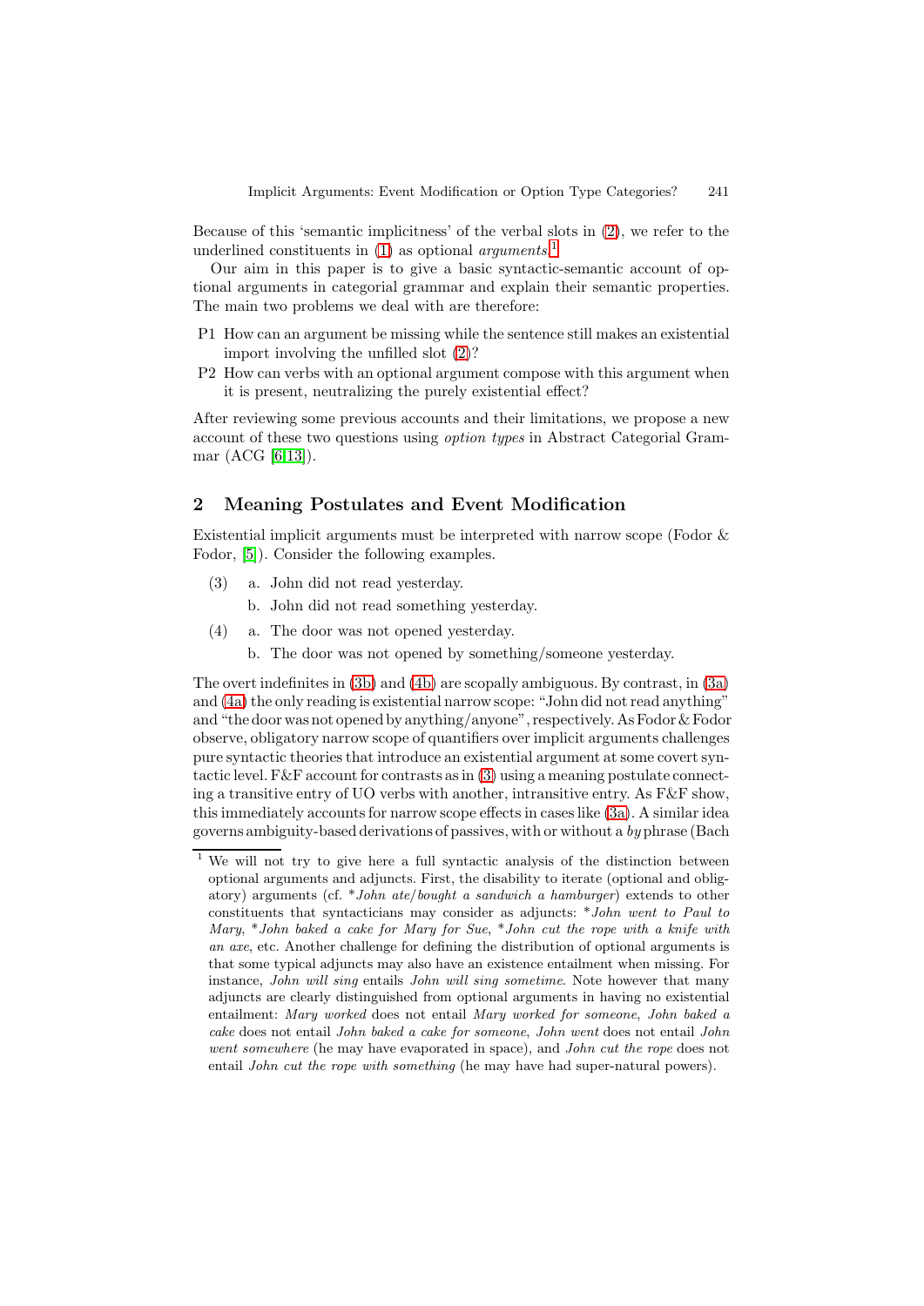Because of this 'semantic implicitness' of the verbal slots in (2), we refer to the underlined constituents in (1) as optional *arguments*.[1]

Our aim in this paper is to give a basic syntactic-semantic account of optional arguments in categorial grammar and explain their semantic properties. The main two problems we deal with are therefore:

- P1 How can an argument be missing while the sentence still makes an existential import involving the unfilled slot (2)?
- P2 How can verbs with an optional argument compose with this argument when it is present, neutralizing the purely existential effect?

After reviewing some previous accounts and their limitations, we propose a new account of these two questions using *option types* in Abstract Categorial Grammar (ACG [6,13]).

## 2 Meaning Postulates and Event Modification

Existential implicit arguments must be interpreted with narrow scope (Fodor & Fodor, [5]). Consider the following examples.

(3) a. John did not read yesterday.
 b. John did not read something yesterday.

(4) a. The door was not opened yesterday.
 b. The door was not opened by something/someone yesterday.

The overt indefinites in (3b) and (4b) are scopally ambiguous. By contrast, in (3a) and (4a) the only reading is existential narrow scope: "John did not read anything" and "the door was not opened by anything/anyone", respectively. As Fodor & Fodor observe, obligatory narrow scope of quantifiers over implicit arguments challenges pure syntactic theories that introduce an existential argument at some covert syntactic level. F&F account for contrasts as in (3) using a meaning postulate connecting a transitive entry of UO verbs with another, intransitive entry. As F&F show, this immediately accounts for narrow scope effects in cases like (3a). A similar idea governs ambiguity-based derivations of passives, with or without a *by* phrase (Bach

---

[1] We will not try to give here a full syntactic analysis of the distinction between optional arguments and adjuncts. First, the disability to iterate (optional and obligatory) arguments (cf. \**John ate/bought a sandwich a hamburger*) extends to other constituents that syntacticians may consider as adjuncts: \**John went to Paul to Mary*, \**John baked a cake for Mary for Sue*, \**John cut the rope with a knife with an axe*, etc. Another challenge for defining the distribution of optional arguments is that some typical adjuncts may also have an existence entailment when missing. For instance, *John will sing* entails *John will sing sometime*. Note however that many adjuncts are clearly distinguished from optional arguments in having no existential entailment: *Mary worked* does not entail *Mary worked for someone*, *John baked a cake* does not entail *John baked a cake for someone*, *John went* does not entail *John went somewhere* (he may have evaporated in space), and *John cut the rope* does not entail *John cut the rope with something* (he may have had super-natural powers).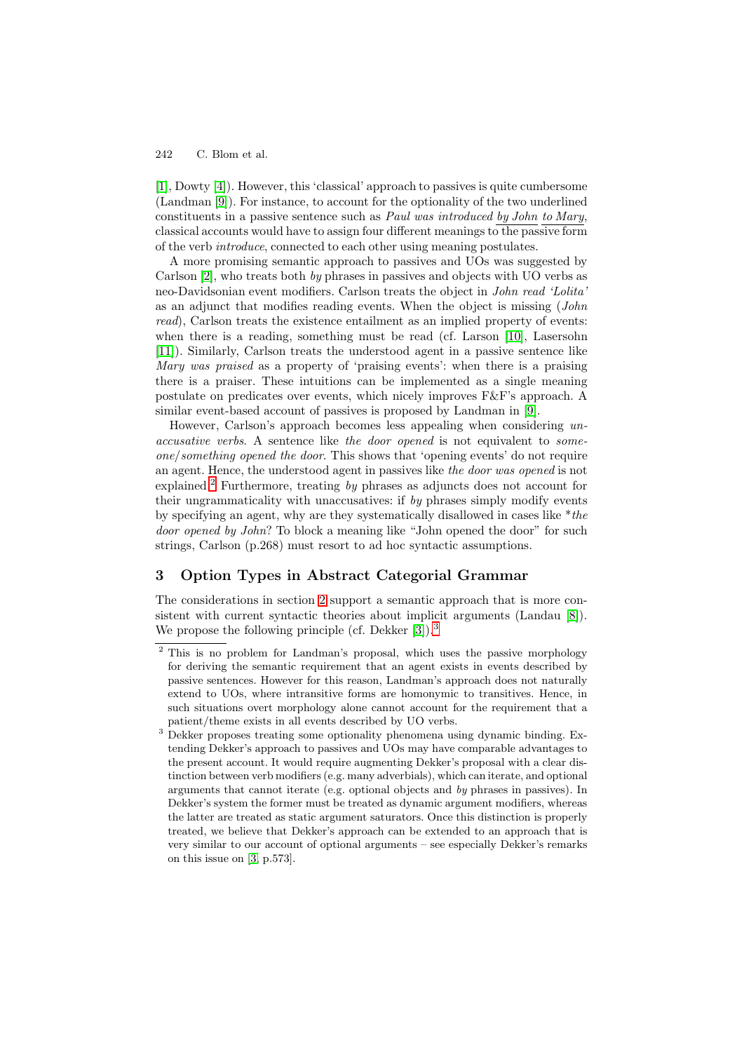[1], Dowty [4]). However, this 'classical' approach to passives is quite cumbersome (Landman [9]). For instance, to account for the optionality of the two underlined constituents in a passive sentence such as *Paul was introduced* <u>*by John*</u> <u>*to Mary*</u>, classical accounts would have to assign four different meanings to the passive form of the verb *introduce*, connected to each other using meaning postulates.

A more promising semantic approach to passives and UOs was suggested by Carlson [2], who treats both *by* phrases in passives and objects with UO verbs as neo-Davidsonian event modifiers. Carlson treats the object in *John read 'Lolita'* as an adjunct that modifies reading events. When the object is missing (*John read*), Carlson treats the existence entailment as an implied property of events: when there is a reading, something must be read (cf. Larson [10], Lasersohn [11]). Similarly, Carlson treats the understood agent in a passive sentence like *Mary was praised* as a property of 'praising events': when there is a praising there is a praiser. These intuitions can be implemented as a single meaning postulate on predicates over events, which nicely improves F&F's approach. A similar event-based account of passives is proposed by Landman in [9].

However, Carlson's approach becomes less appealing when considering *unaccusative verbs*. A sentence like *the door opened* is not equivalent to *someone/something opened the door*. This shows that 'opening events' do not require an agent. Hence, the understood agent in passives like *the door was opened* is not explained.[2] Furthermore, treating *by* phrases as adjuncts does not account for their ungrammaticality with unaccusatives: if *by* phrases simply modify events by specifying an agent, why are they systematically disallowed in cases like \**the door opened by John*? To block a meaning like "John opened the door" for such strings, Carlson (p.268) must resort to ad hoc syntactic assumptions.

## 3 Option Types in Abstract Categorial Grammar

The considerations in section 2 support a semantic approach that is more consistent with current syntactic theories about implicit arguments (Landau [8]). We propose the following principle (cf. Dekker [3]).[3]

---

[2] This is no problem for Landman's proposal, which uses the passive morphology for deriving the semantic requirement that an agent exists in events described by passive sentences. However for this reason, Landman's approach does not naturally extend to UOs, where intransitive forms are homonymic to transitives. Hence, in such situations overt morphology alone cannot account for the requirement that a patient/theme exists in all events described by UO verbs.

[3] Dekker proposes treating some optionality phenomena using dynamic binding. Extending Dekker's approach to passives and UOs may have comparable advantages to the present account. It would require augmenting Dekker's proposal with a clear distinction between verb modifiers (e.g. many adverbials), which can iterate, and optional arguments that cannot iterate (e.g. optional objects and *by* phrases in passives). In Dekker's system the former must be treated as dynamic argument modifiers, whereas the latter are treated as static argument saturators. Once this distinction is properly treated, we believe that Dekker's approach can be extended to an approach that is very similar to our account of optional arguments – see especially Dekker's remarks on this issue on [3, p.573].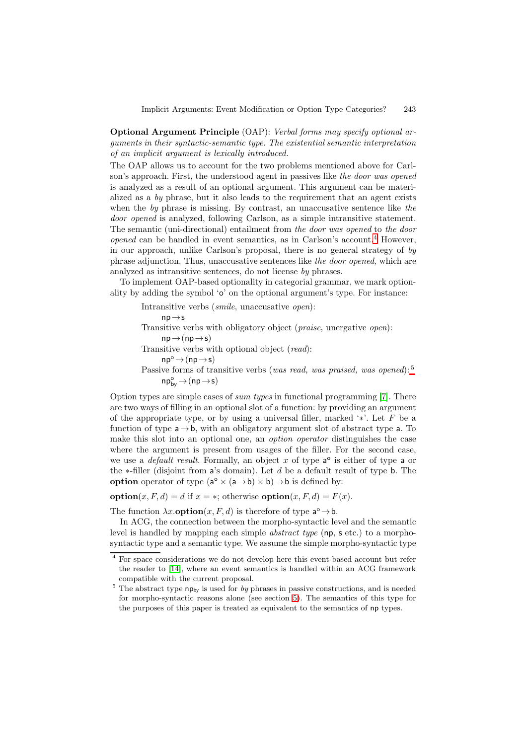**Optional Argument Principle** (OAP): *Verbal forms may specify optional arguments in their syntactic-semantic type. The existential semantic interpretation of an implicit argument is lexically introduced.*

The OAP allows us to account for the two problems mentioned above for Carlson's approach. First, the understood agent in passives like *the door was opened* is analyzed as a result of an optional argument. This argument can be materialized as a *by* phrase, but it also leads to the requirement that an agent exists when the *by* phrase is missing. By contrast, an unaccusative sentence like *the door opened* is analyzed, following Carlson, as a simple intransitive statement. The semantic (uni-directional) entailment from *the door was opened* to *the door opened* can be handled in event semantics, as in Carlson's account.[4] However, in our approach, unlike Carlson's proposal, there is no general strategy of *by* phrase adjunction. Thus, unaccusative sentences like *the door opened*, which are analyzed as intransitive sentences, do not license *by* phrases.

To implement OAP-based optionality in categorial grammar, we mark optionality by adding the symbol '$\mathsf{o}$' on the optional argument's type. For instance:

- Intransitive verbs (*smile*, unaccusative *open*):
  $\mathsf{np} \to \mathsf{s}$
- Transitive verbs with obligatory object (*praise*, unergative *open*):
  $\mathsf{np} \to (\mathsf{np} \to \mathsf{s})$
- Transitive verbs with optional object (*read*):
  $\mathsf{np}^{\mathsf{o}} \to (\mathsf{np} \to \mathsf{s})$
- Passive forms of transitive verbs (*was read, was praised, was opened*):[5]
  $\mathsf{np}^{\mathsf{o}}_{\mathsf{by}} \to (\mathsf{np} \to \mathsf{s})$

Option types are simple cases of *sum types* in functional programming [7]. There are two ways of filling in an optional slot of a function: by providing an argument of the appropriate type, or by using a universal filler, marked '$*$'. Let $F$ be a function of type $\mathsf{a} \to \mathsf{b}$, with an obligatory argument slot of abstract type $\mathsf{a}$. To make this slot into an optional one, an *option operator* distinguishes the case where the argument is present from usages of the filler. For the second case, we use a *default result*. Formally, an object $x$ of type $\mathsf{a}^{\mathsf{o}}$ is either of type $\mathsf{a}$ or the $*$-filler (disjoint from $\mathsf{a}$'s domain). Let $d$ be a default result of type $\mathsf{b}$. The **option** operator of type $(\mathsf{a}^{\mathsf{o}} \times (\mathsf{a} \to \mathsf{b}) \times \mathsf{b}) \to \mathsf{b}$ is defined by:

$\mathbf{option}(x, F, d) = d$ if $x = *$; otherwise $\mathbf{option}(x, F, d) = F(x)$.

The function $\lambda x.\mathbf{option}(x, F, d)$ is therefore of type $\mathsf{a}^{\mathsf{o}} \to \mathsf{b}$.

In ACG, the connection between the morpho-syntactic level and the semantic level is handled by mapping each simple *abstract type* ($\mathsf{np}$, $\mathsf{s}$ etc.) to a morpho-syntactic type and a semantic type. We assume the simple morpho-syntactic type

---

[4] For space considerations we do not develop here this event-based account but refer the reader to [14], where an event semantics is handled within an ACG framework compatible with the current proposal.

[5] The abstract type $\mathsf{np}_{\mathsf{by}}$ is used for *by* phrases in passive constructions, and is needed for morpho-syntactic reasons alone (see section 5). The semantics of this type for the purposes of this paper is treated as equivalent to the semantics of $\mathsf{np}$ types.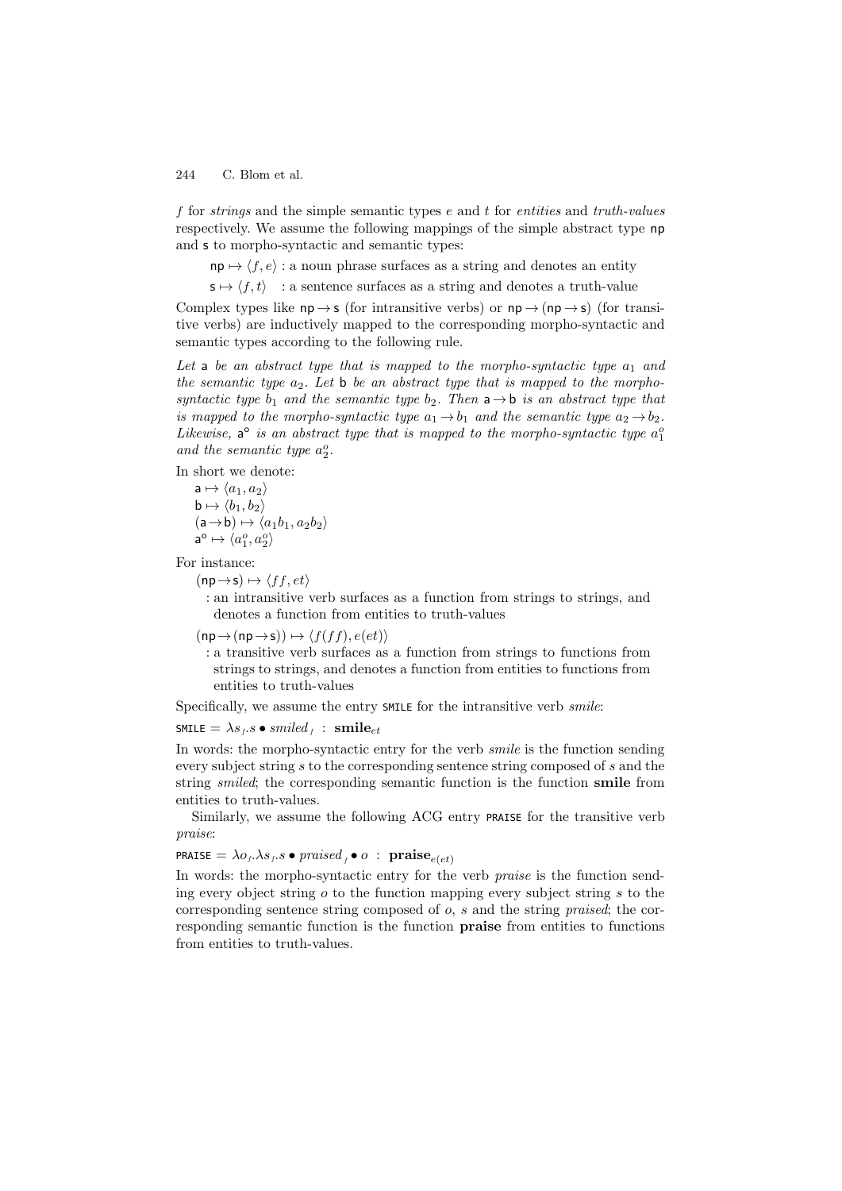$f$ for *strings* and the simple semantic types $e$ and $t$ for *entities* and *truth-values* respectively. We assume the following mappings of the simple abstract type $\mathsf{np}$ and $\mathsf{s}$ to morpho-syntactic and semantic types:

$\mathsf{np} \mapsto \langle f, e\rangle$ : a noun phrase surfaces as a string and denotes an entity

$\mathsf{s} \mapsto \langle f, t\rangle$ : a sentence surfaces as a string and denotes a truth-value

Complex types like $\mathsf{np} \rightarrow \mathsf{s}$ (for intransitive verbs) or $\mathsf{np} \rightarrow (\mathsf{np} \rightarrow \mathsf{s})$ (for transitive verbs) are inductively mapped to the corresponding morpho-syntactic and semantic types according to the following rule.

*Let* $\mathsf{a}$ *be an abstract type that is mapped to the morpho-syntactic type* $a_1$ *and the semantic type* $a_2$*. Let* $\mathsf{b}$ *be an abstract type that is mapped to the morpho-syntactic type* $b_1$ *and the semantic type* $b_2$*. Then* $\mathsf{a} \rightarrow \mathsf{b}$ *is an abstract type that is mapped to the morpho-syntactic type* $a_1 \rightarrow b_1$ *and the semantic type* $a_2 \rightarrow b_2$*. Likewise,* $\mathsf{a}^{\mathsf{o}}$ *is an abstract type that is mapped to the morpho-syntactic type* $a_1^o$ *and the semantic type* $a_2^o$*.*

In short we denote:

$\mathsf{a} \mapsto \langle a_1, a_2\rangle$
$\mathsf{b} \mapsto \langle b_1, b_2\rangle$
$(\mathsf{a} \rightarrow \mathsf{b}) \mapsto \langle a_1 b_1, a_2 b_2\rangle$
$\mathsf{a}^{\mathsf{o}} \mapsto \langle a_1^o, a_2^o\rangle$

For instance:

$(\mathsf{np} \rightarrow \mathsf{s}) \mapsto \langle ff, et\rangle$

: an intransitive verb surfaces as a function from strings to strings, and denotes a function from entities to truth-values

$(\mathsf{np} \rightarrow (\mathsf{np} \rightarrow \mathsf{s})) \mapsto \langle f(ff), e(et)\rangle$

: a transitive verb surfaces as a function from strings to functions from strings to strings, and denotes a function from entities to functions from entities to truth-values

Specifically, we assume the entry SMILE for the intransitive verb *smile*:

$\text{SMILE} = \lambda s_f . s \bullet \mathit{smiled}_f \; : \; \mathbf{smile}_{et}$

In words: the morpho-syntactic entry for the verb *smile* is the function sending every subject string $s$ to the corresponding sentence string composed of $s$ and the string *smiled*; the corresponding semantic function is the function **smile** from entities to truth-values.

Similarly, we assume the following ACG entry PRAISE for the transitive verb *praise*:

$\text{PRAISE} = \lambda o_f . \lambda s_f . s \bullet \mathit{praised}_f \bullet o \; : \; \mathbf{praise}_{e(et)}$

In words: the morpho-syntactic entry for the verb *praise* is the function sending every object string $o$ to the function mapping every subject string $s$ to the corresponding sentence string composed of $o$, $s$ and the string *praised*; the corresponding semantic function is the function **praise** from entities to functions from entities to truth-values.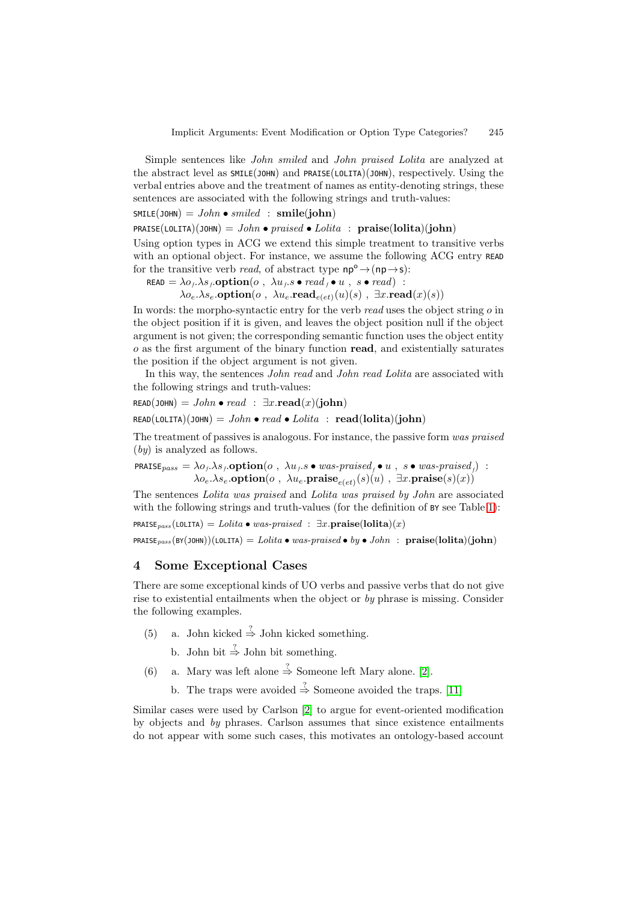Simple sentences like *John smiled* and *John praised Lolita* are analyzed at the abstract level as SMILE(JOHN) and PRAISE(LOLITA)(JOHN), respectively. Using the verbal entries above and the treatment of names as entity-denoting strings, these sentences are associated with the following strings and truth-values:

SMILE(JOHN) $=$ *John* $\bullet$ *smiled* $:$ $\mathbf{smile}(\mathbf{john})$

PRAISE(LOLITA)(JOHN) $=$ *John* $\bullet$ *praised* $\bullet$ *Lolita* $:$ $\mathbf{praise}(\mathbf{lolita})(\mathbf{john})$

Using option types in ACG we extend this simple treatment to transitive verbs with an optional object. For instance, we assume the following ACG entry READ for the transitive verb *read*, of abstract type $\mathsf{np}^{\mathsf{o}} \rightarrow (\mathsf{np} \rightarrow \mathsf{s})$:

$$\text{READ} = \lambda o_f.\lambda s_f.\mathbf{option}(o\ ,\ \lambda u_f.s \bullet \mathit{read}_f \bullet u\ ,\ s \bullet \mathit{read})\ :$$
$$\lambda o_e.\lambda s_e.\mathbf{option}(o\ ,\ \lambda u_e.\mathbf{read}_{e(et)}(u)(s)\ ,\ \exists x.\mathbf{read}(x)(s))$$

In words: the morpho-syntactic entry for the verb *read* uses the object string $o$ in the object position if it is given, and leaves the object position null if the object argument is not given; the corresponding semantic function uses the object entity $o$ as the first argument of the binary function **read**, and existentially saturates the position if the object argument is not given.

In this way, the sentences *John read* and *John read Lolita* are associated with the following strings and truth-values:

READ(JOHN) $=$ *John* $\bullet$ *read* $:$ $\exists x.\mathbf{read}(x)(\mathbf{john})$

READ(LOLITA)(JOHN) $=$ *John* $\bullet$ *read* $\bullet$ *Lolita* $:$ $\mathbf{read}(\mathbf{lolita})(\mathbf{john})$

The treatment of passives is analogous. For instance, the passive form *was praised* (*by*) is analyzed as follows.

$$\text{PRAISE}_{pass} = \lambda o_f.\lambda s_f.\mathbf{option}(o\ ,\ \lambda u_f.s \bullet \mathit{was\text{-}praised}_f \bullet u\ ,\ s \bullet \mathit{was\text{-}praised}_f)\ :$$
$$\lambda o_e.\lambda s_e.\mathbf{option}(o\ ,\ \lambda u_e.\mathbf{praise}_{e(et)}(s)(u)\ ,\ \exists x.\mathbf{praise}(s)(x))$$

The sentences *Lolita was praised* and *Lolita was praised by John* are associated with the following strings and truth-values (for the definition of BY see Table 1):

PRAISE$_{pass}$(LOLITA) $=$ *Lolita* $\bullet$ *was-praised* $:$ $\exists x.\mathbf{praise}(\mathbf{lolita})(x)$

PRAISE$_{pass}$(BY(JOHN))(LOLITA) $=$ *Lolita* $\bullet$ *was-praised* $\bullet$ *by* $\bullet$ *John* $:$ $\mathbf{praise}(\mathbf{lolita})(\mathbf{john})$

## 4 Some Exceptional Cases

There are some exceptional kinds of UO verbs and passive verbs that do not give rise to existential entailments when the object or *by* phrase is missing. Consider the following examples.

(5) a. John kicked $\overset{?}{\Rightarrow}$ John kicked something.

b. John bit $\overset{?}{\Rightarrow}$ John bit something.

(6) a. Mary was left alone $\overset{?}{\Rightarrow}$ Someone left Mary alone. [2].

b. The traps were avoided $\overset{?}{\Rightarrow}$ Someone avoided the traps. [11]

Similar cases were used by Carlson [2] to argue for event-oriented modification by objects and *by* phrases. Carlson assumes that since existence entailments do not appear with some such cases, this motivates an ontology-based account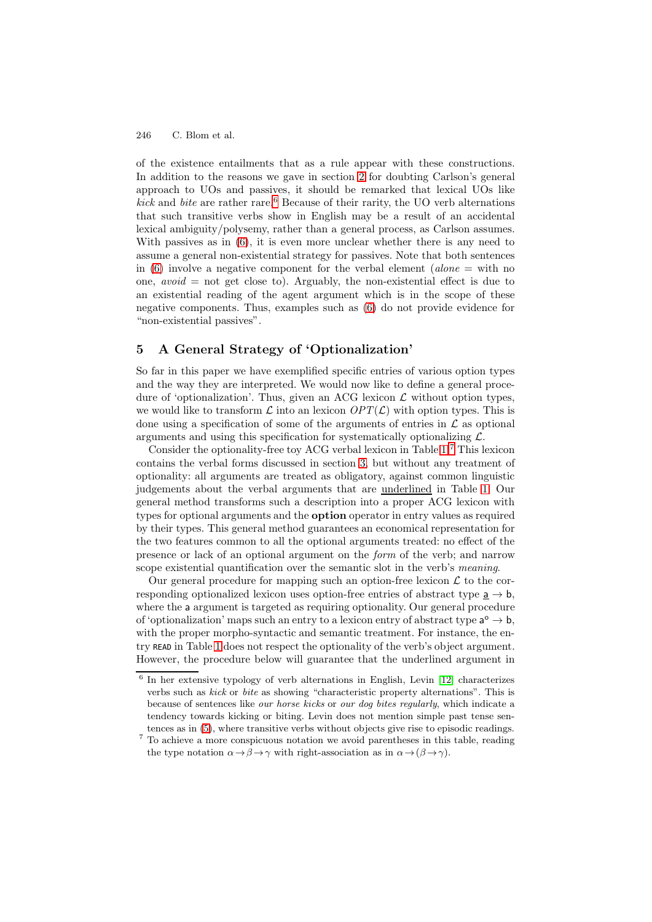of the existence entailments that as a rule appear with these constructions. In addition to the reasons we gave in section 2 for doubting Carlson's general approach to UOs and passives, it should be remarked that lexical UOs like *kick* and *bite* are rather rare.[6] Because of their rarity, the UO verb alternations that such transitive verbs show in English may be a result of an accidental lexical ambiguity/polysemy, rather than a general process, as Carlson assumes. With passives as in (6), it is even more unclear whether there is any need to assume a general non-existential strategy for passives. Note that both sentences in (6) involve a negative component for the verbal element (*alone* = with no one, *avoid* = not get close to). Arguably, the non-existential effect is due to an existential reading of the agent argument which is in the scope of these negative components. Thus, examples such as (6) do not provide evidence for "non-existential passives".

## 5 A General Strategy of 'Optionalization'

So far in this paper we have exemplified specific entries of various option types and the way they are interpreted. We would now like to define a general procedure of 'optionalization'. Thus, given an ACG lexicon $\mathcal{L}$ without option types, we would like to transform $\mathcal{L}$ into an lexicon $OPT(\mathcal{L})$ with option types. This is done using a specification of some of the arguments of entries in $\mathcal{L}$ as optional arguments and using this specification for systematically optionalizing $\mathcal{L}$.

Consider the optionality-free toy ACG verbal lexicon in Table 1.[7] This lexicon contains the verbal forms discussed in section 3, but without any treatment of optionality: all arguments are treated as obligatory, against common linguistic judgements about the verbal arguments that are underlined in Table 1. Our general method transforms such a description into a proper ACG lexicon with types for optional arguments and the **option** operator in entry values as required by their types. This general method guarantees an economical representation for the two features common to all the optional arguments treated: no effect of the presence or lack of an optional argument on the *form* of the verb; and narrow scope existential quantification over the semantic slot in the verb's *meaning*.

Our general procedure for mapping such an option-free lexicon $\mathcal{L}$ to the corresponding optionalized lexicon uses option-free entries of abstract type $\underline{\mathsf{a}} \rightarrow \mathsf{b}$, where the $\mathsf{a}$ argument is targeted as requiring optionality. Our general procedure of 'optionalization' maps such an entry to a lexicon entry of abstract type $\mathsf{a}^{\circ} \rightarrow \mathsf{b}$, with the proper morpho-syntactic and semantic treatment. For instance, the entry READ in Table 1 does not respect the optionality of the verb's object argument. However, the procedure below will guarantee that the underlined argument in

---

[6] In her extensive typology of verb alternations in English, Levin [12] characterizes verbs such as *kick* or *bite* as showing "characteristic property alternations". This is because of sentences like *our horse kicks* or *our dog bites regularly*, which indicate a tendency towards kicking or biting. Levin does not mention simple past tense sentences as in (5), where transitive verbs without objects give rise to episodic readings.

[7] To achieve a more conspicuous notation we avoid parentheses in this table, reading the type notation $\alpha \rightarrow \beta \rightarrow \gamma$ with right-association as in $\alpha \rightarrow (\beta \rightarrow \gamma)$.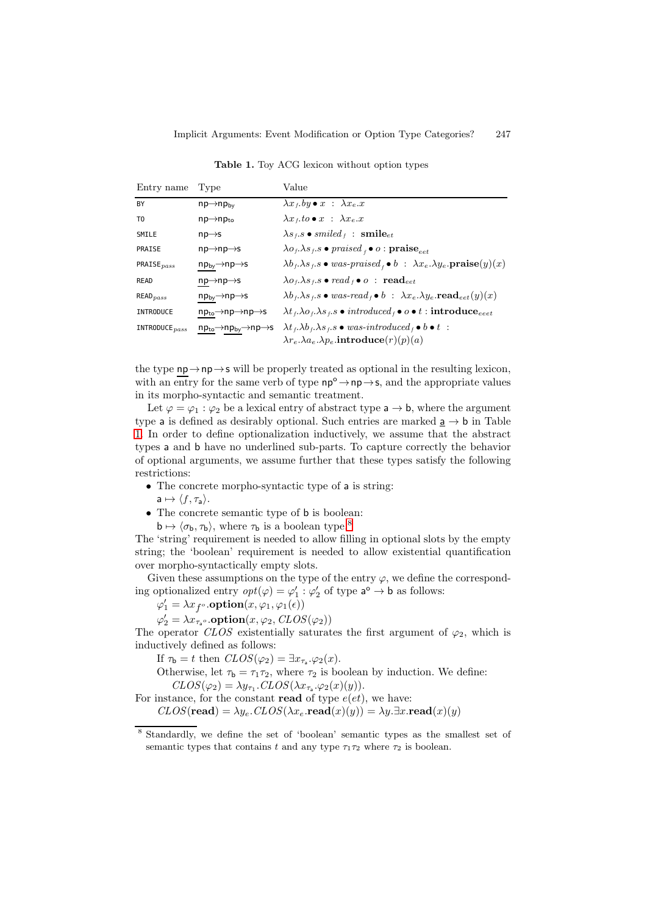**Table 1.** Toy ACG lexicon without option types

| Entry name | Type | Value |
|---|---|---|
| BY | $\mathsf{np}\!\to\!\mathsf{np_{by}}$ | $\lambda x_f.by \bullet x \ : \ \lambda x_e.x$ |
| TO | $\mathsf{np}\!\to\!\mathsf{np_{to}}$ | $\lambda x_f.to \bullet x \ : \ \lambda x_e.x$ |
| SMILE | $\mathsf{np}\!\to\!\mathsf{s}$ | $\lambda s_f.s \bullet smiled_f \ : \ \mathbf{smile}_{et}$ |
| PRAISE | $\mathsf{np}\!\to\!\mathsf{np}\!\to\!\mathsf{s}$ | $\lambda o_f.\lambda s_f.s \bullet praised_f \bullet o : \mathbf{praise}_{eet}$ |
| PRAISE$_{pass}$ | $\underline{\mathsf{np_{by}}}\!\to\!\mathsf{np}\!\to\!\mathsf{s}$ | $\lambda b_f.\lambda s_f.s \bullet was\text{-}praised_f \bullet b \ : \ \lambda x_e.\lambda y_e.\mathbf{praise}(y)(x)$ |
| READ | $\underline{\mathsf{np}}\!\to\!\mathsf{np}\!\to\!\mathsf{s}$ | $\lambda o_f.\lambda s_f.s \bullet read_f \bullet o \ : \ \mathbf{read}_{eet}$ |
| READ$_{pass}$ | $\underline{\mathsf{np_{by}}}\!\to\!\mathsf{np}\!\to\!\mathsf{s}$ | $\lambda b_f.\lambda s_f.s \bullet was\text{-}read_f \bullet b \ : \ \lambda x_e.\lambda y_e.\mathbf{read}_{eet}(y)(x)$ |
| INTRODUCE | $\underline{\mathsf{np_{to}}}\!\to\!\mathsf{np}\!\to\!\mathsf{np}\!\to\!\mathsf{s}$ | $\lambda t_f.\lambda o_f.\lambda s_f.s \bullet introduced_f \bullet o \bullet t : \mathbf{introduce}_{eeet}$ |
| INTRODUCE$_{pass}$ | $\underline{\mathsf{np_{to}}}\!\to\!\underline{\mathsf{np_{by}}}\!\to\!\mathsf{np}\!\to\!\mathsf{s}$ | $\lambda t_f.\lambda b_f.\lambda s_f.s \bullet was\text{-}introduced_f \bullet b \bullet t \ :$ $\lambda r_e.\lambda a_e.\lambda p_e.\mathbf{introduce}(r)(p)(a)$ |

the type $\underline{\mathsf{np}}\!\to\!\mathsf{np}\!\to\!\mathsf{s}$ will be properly treated as optional in the resulting lexicon, with an entry for the same verb of type $\mathsf{np^o}\!\to\!\mathsf{np}\!\to\!\mathsf{s}$, and the appropriate values in its morpho-syntactic and semantic treatment.

Let $\varphi = \varphi_1 : \varphi_2$ be a lexical entry of abstract type $\mathsf{a} \to \mathsf{b}$, where the argument type $\mathsf{a}$ is defined as desirably optional. Such entries are marked $\underline{\mathsf{a}} \to \mathsf{b}$ in Table 1. In order to define optionalization inductively, we assume that the abstract types $\mathsf{a}$ and $\mathsf{b}$ have no underlined sub-parts. To capture correctly the behavior of optional arguments, we assume further that these types satisfy the following restrictions:

- The concrete morpho-syntactic type of $\mathsf{a}$ is string:
  $\mathsf{a} \mapsto \langle f, \tau_\mathsf{a} \rangle$.
- The concrete semantic type of $\mathsf{b}$ is boolean:
  $\mathsf{b} \mapsto \langle \sigma_\mathsf{b}, \tau_\mathsf{b} \rangle$, where $\tau_\mathsf{b}$ is a boolean type.[8]

The 'string' requirement is needed to allow filling in optional slots by the empty string; the 'boolean' requirement is needed to allow existential quantification over morpho-syntactically empty slots.

Given these assumptions on the type of the entry $\varphi$, we define the corresponding optionalized entry $opt(\varphi) = \varphi_1' : \varphi_2'$ of type $\mathsf{a^o} \to \mathsf{b}$ as follows:

$\varphi_1' = \lambda x_{f^o}.\mathbf{option}(x, \varphi_1, \varphi_1(\epsilon))$

$\varphi_2' = \lambda x_{\tau_\mathsf{a}{}^o}.\mathbf{option}(x, \varphi_2, CLOS(\varphi_2))$

The operator $CLOS$ existentially saturates the first argument of $\varphi_2$, which is inductively defined as follows:

If $\tau_\mathsf{b} = t$ then $CLOS(\varphi_2) = \exists x_{\tau_\mathsf{a}}.\varphi_2(x)$.

Otherwise, let $\tau_\mathsf{b} = \tau_1\tau_2$, where $\tau_2$ is boolean by induction. We define:

$CLOS(\varphi_2) = \lambda y_{\tau_1}.CLOS(\lambda x_{\tau_\mathsf{a}}.\varphi_2(x)(y))$.

For instance, for the constant **read** of type $e(et)$, we have:

$CLOS(\mathbf{read}) = \lambda y_e.CLOS(\lambda x_e.\mathbf{read}(x)(y)) = \lambda y.\exists x.\mathbf{read}(x)(y)$

[8] Standardly, we define the set of 'boolean' semantic types as the smallest set of semantic types that contains $t$ and any type $\tau_1\tau_2$ where $\tau_2$ is boolean.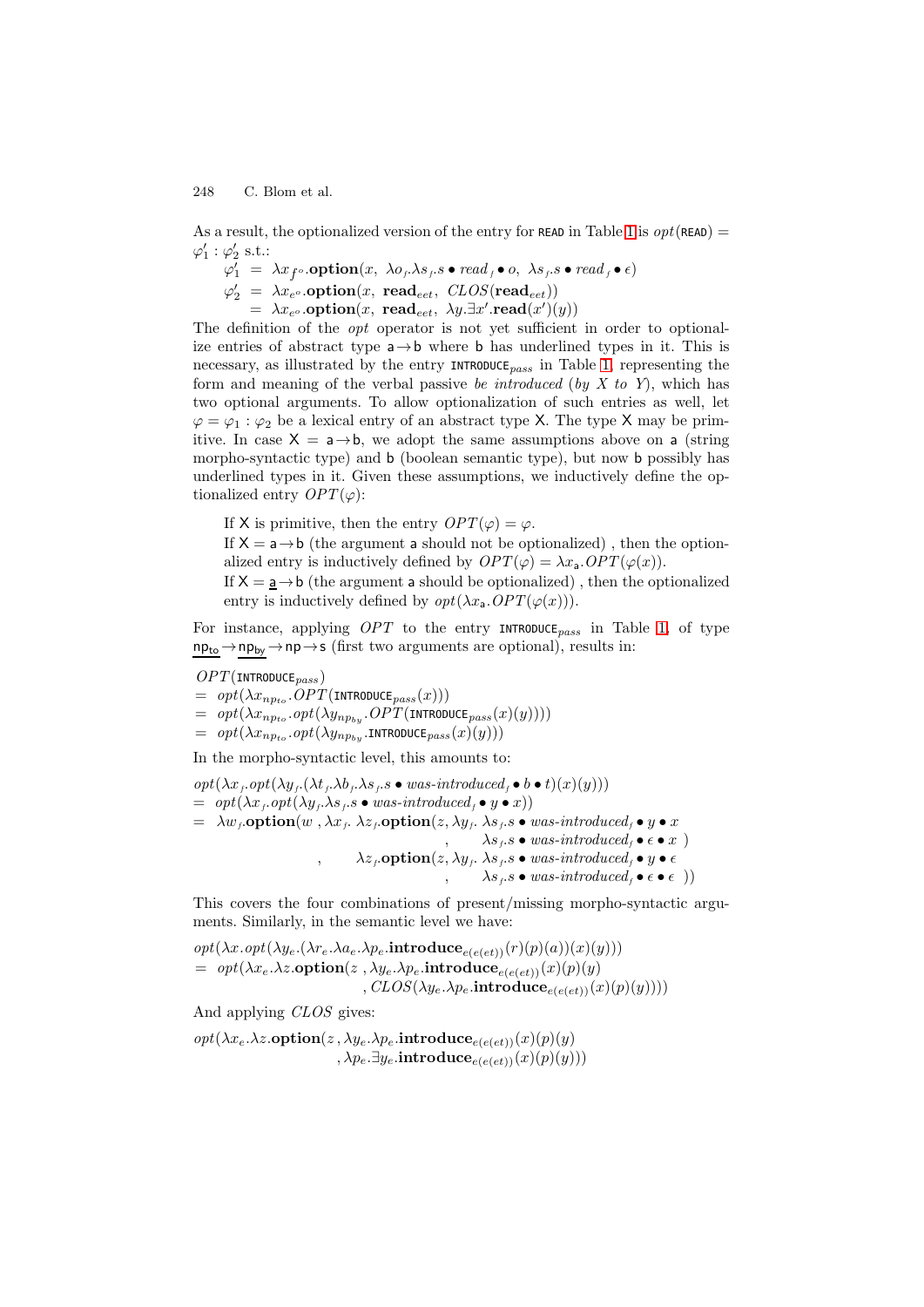As a result, the optionalized version of the entry for $\texttt{READ}$ in Table 1 is $opt(\texttt{READ}) = \varphi_1' : \varphi_2'$ s.t.:

$$\varphi_1' = \lambda x_{f^o}.\mathbf{option}(x,\ \lambda o_f.\lambda s_f.s \bullet read_f \bullet o,\ \lambda s_f.s \bullet read_f \bullet \epsilon)$$
$$\varphi_2' = \lambda x_{e^o}.\mathbf{option}(x,\ \mathbf{read}_{eet},\ CLOS(\mathbf{read}_{eet}))$$
$$= \lambda x_{e^o}.\mathbf{option}(x,\ \mathbf{read}_{eet},\ \lambda y.\exists x'.\mathbf{read}(x')(y))$$

The definition of the *opt* operator is not yet sufficient in order to optionalize entries of abstract type $\mathsf{a} \to \mathsf{b}$ where $\mathsf{b}$ has underlined types in it. This is necessary, as illustrated by the entry $\texttt{INTRODUCE}_{pass}$ in Table 1, representing the form and meaning of the verbal passive *be introduced* (*by X to Y*), which has two optional arguments. To allow optionalization of such entries as well, let $\varphi = \varphi_1 : \varphi_2$ be a lexical entry of an abstract type $\mathsf{X}$. The type $\mathsf{X}$ may be primitive. In case $\mathsf{X} = \mathsf{a} \to \mathsf{b}$, we adopt the same assumptions above on $\mathsf{a}$ (string morpho-syntactic type) and $\mathsf{b}$ (boolean semantic type), but now $\mathsf{b}$ possibly has underlined types in it. Given these assumptions, we inductively define the optionalized entry $OPT(\varphi)$:

- If $\mathsf{X}$ is primitive, then the entry $OPT(\varphi) = \varphi$.
- If $\mathsf{X} = \mathsf{a} \to \mathsf{b}$ (the argument $\mathsf{a}$ should not be optionalized) , then the optionalized entry is inductively defined by $OPT(\varphi) = \lambda x_{\mathsf{a}}.OPT(\varphi(x))$.
- If $\mathsf{X} = \underline{\mathsf{a}} \to \mathsf{b}$ (the argument $\mathsf{a}$ should be optionalized) , then the optionalized entry is inductively defined by $opt(\lambda x_{\mathsf{a}}.OPT(\varphi(x)))$.

For instance, applying $OPT$ to the entry $\texttt{INTRODUCE}_{pass}$ in Table 1, of type $\underline{\mathsf{np_{to}}} \to \underline{\mathsf{np_{by}}} \to \mathsf{np} \to \mathsf{s}$ (first two arguments are optional), results in:

$$\begin{aligned}
&OPT(\texttt{INTRODUCE}_{pass})\\
&= opt(\lambda x_{np_{to}}.OPT(\texttt{INTRODUCE}_{pass}(x)))\\
&= opt(\lambda x_{np_{to}}.opt(\lambda y_{np_{by}}.OPT(\texttt{INTRODUCE}_{pass}(x)(y))))\\
&= opt(\lambda x_{np_{to}}.opt(\lambda y_{np_{by}}.\texttt{INTRODUCE}_{pass}(x)(y)))
\end{aligned}$$

In the morpho-syntactic level, this amounts to:

$$\begin{aligned}
&opt(\lambda x_f.opt(\lambda y_f.(\lambda t_f.\lambda b_f.\lambda s_f.s \bullet \textit{was-introduced}_f \bullet b \bullet t)(x)(y)))\\
&= opt(\lambda x_f.opt(\lambda y_f.\lambda s_f.s \bullet \textit{was-introduced}_f \bullet y \bullet x))\\
&= \lambda w_f.\mathbf{option}(w\ , \lambda x_f.\ \lambda z_f.\mathbf{option}(z, \lambda y_f.\ \lambda s_f.s \bullet \textit{was-introduced}_f \bullet y \bullet x\\
&\qquad\qquad\qquad\qquad\qquad\qquad\qquad ,\ \lambda s_f.s \bullet \textit{was-introduced}_f \bullet \epsilon \bullet x\ )\\
&\qquad\qquad ,\ \lambda z_f.\mathbf{option}(z, \lambda y_f.\ \lambda s_f.s \bullet \textit{was-introduced}_f \bullet y \bullet \epsilon\\
&\qquad\qquad\qquad\qquad\qquad\qquad\qquad ,\ \lambda s_f.s \bullet \textit{was-introduced}_f \bullet \epsilon \bullet \epsilon\ ))
\end{aligned}$$

This covers the four combinations of present/missing morpho-syntactic arguments. Similarly, in the semantic level we have:

$$\begin{aligned}
&opt(\lambda x.opt(\lambda y_e.(\lambda r_e.\lambda a_e.\lambda p_e.\mathbf{introduce}_{e(e(et))}(r)(p)(a))(x)(y)))\\
&= opt(\lambda x_e.\lambda z.\mathbf{option}(z\ , \lambda y_e.\lambda p_e.\mathbf{introduce}_{e(e(et))}(x)(p)(y)\\
&\qquad\qquad\qquad\qquad ,\ CLOS(\lambda y_e.\lambda p_e.\mathbf{introduce}_{e(e(et))}(x)(p)(y))))
\end{aligned}$$

And applying $CLOS$ gives:

$$\begin{aligned}
&opt(\lambda x_e.\lambda z.\mathbf{option}(z\ , \lambda y_e.\lambda p_e.\mathbf{introduce}_{e(e(et))}(x)(p)(y)\\
&\qquad\qquad\qquad\qquad ,\ \lambda p_e.\exists y_e.\mathbf{introduce}_{e(e(et))}(x)(p)(y)))
\end{aligned}$$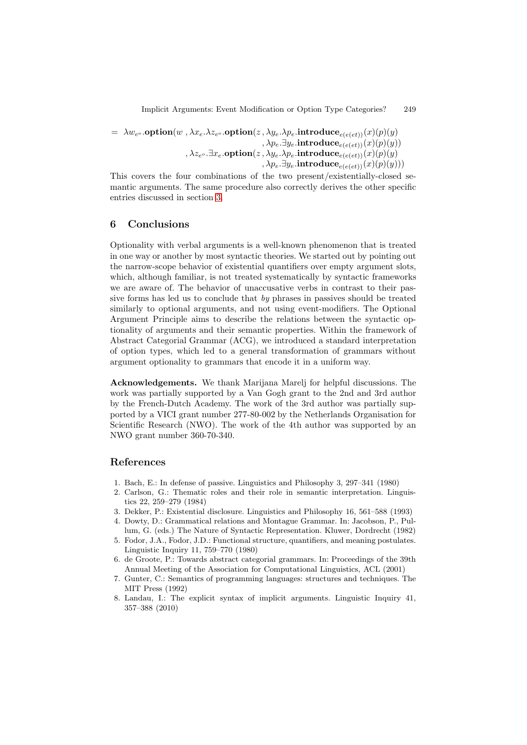$$
\begin{aligned}
= \ \lambda w_{e^o}.\mathbf{option}(w\ , \lambda x_e.\lambda z_{e^o}.\mathbf{option}(z\ , &\lambda y_e.\lambda p_e.\mathbf{introduce}_{e(e(et))}(x)(p)(y) \\
, &\lambda p_e.\exists y_e.\mathbf{introduce}_{e(e(et))}(x)(p)(y)) \\
, \lambda z_{e^o}.\exists x_e.\mathbf{option}(z\ , &\lambda y_e.\lambda p_e.\mathbf{introduce}_{e(e(et))}(x)(p)(y) \\
, &\lambda p_e.\exists y_e.\mathbf{introduce}_{e(e(et))}(x)(p)(y)))
\end{aligned}
$$

This covers the four combinations of the two present/existentially-closed semantic arguments. The same procedure also correctly derives the other specific entries discussed in section 3.

## 6 Conclusions

Optionality with verbal arguments is a well-known phenomenon that is treated in one way or another by most syntactic theories. We started out by pointing out the narrow-scope behavior of existential quantifiers over empty argument slots, which, although familiar, is not treated systematically by syntactic frameworks we are aware of. The behavior of unaccusative verbs in contrast to their passive forms has led us to conclude that *by* phrases in passives should be treated similarly to optional arguments, and not using event-modifiers. The Optional Argument Principle aims to describe the relations between the syntactic optionality of arguments and their semantic properties. Within the framework of Abstract Categorial Grammar (ACG), we introduced a standard interpretation of option types, which led to a general transformation of grammars without argument optionality to grammars that encode it in a uniform way.

**Acknowledgements.** We thank Marijana Marelj for helpful discussions. The work was partially supported by a Van Gogh grant to the 2nd and 3rd author by the French-Dutch Academy. The work of the 3rd author was partially supported by a VICI grant number 277-80-002 by the Netherlands Organisation for Scientific Research (NWO). The work of the 4th author was supported by an NWO grant number 360-70-340.

## References

1. Bach, E.: In defense of passive. Linguistics and Philosophy 3, 297–341 (1980)
2. Carlson, G.: Thematic roles and their role in semantic interpretation. Linguistics 22, 259–279 (1984)
3. Dekker, P.: Existential disclosure. Linguistics and Philosophy 16, 561–588 (1993)
4. Dowty, D.: Grammatical relations and Montague Grammar. In: Jacobson, P., Pullum, G. (eds.) The Nature of Syntactic Representation. Kluwer, Dordrecht (1982)
5. Fodor, J.A., Fodor, J.D.: Functional structure, quantifiers, and meaning postulates. Linguistic Inquiry 11, 759–770 (1980)
6. de Groote, P.: Towards abstract categorial grammars. In: Proceedings of the 39th Annual Meeting of the Association for Computational Linguistics, ACL (2001)
7. Gunter, C.: Semantics of programming languages: structures and techniques. The MIT Press (1992)
8. Landau, I.: The explicit syntax of implicit arguments. Linguistic Inquiry 41, 357–388 (2010)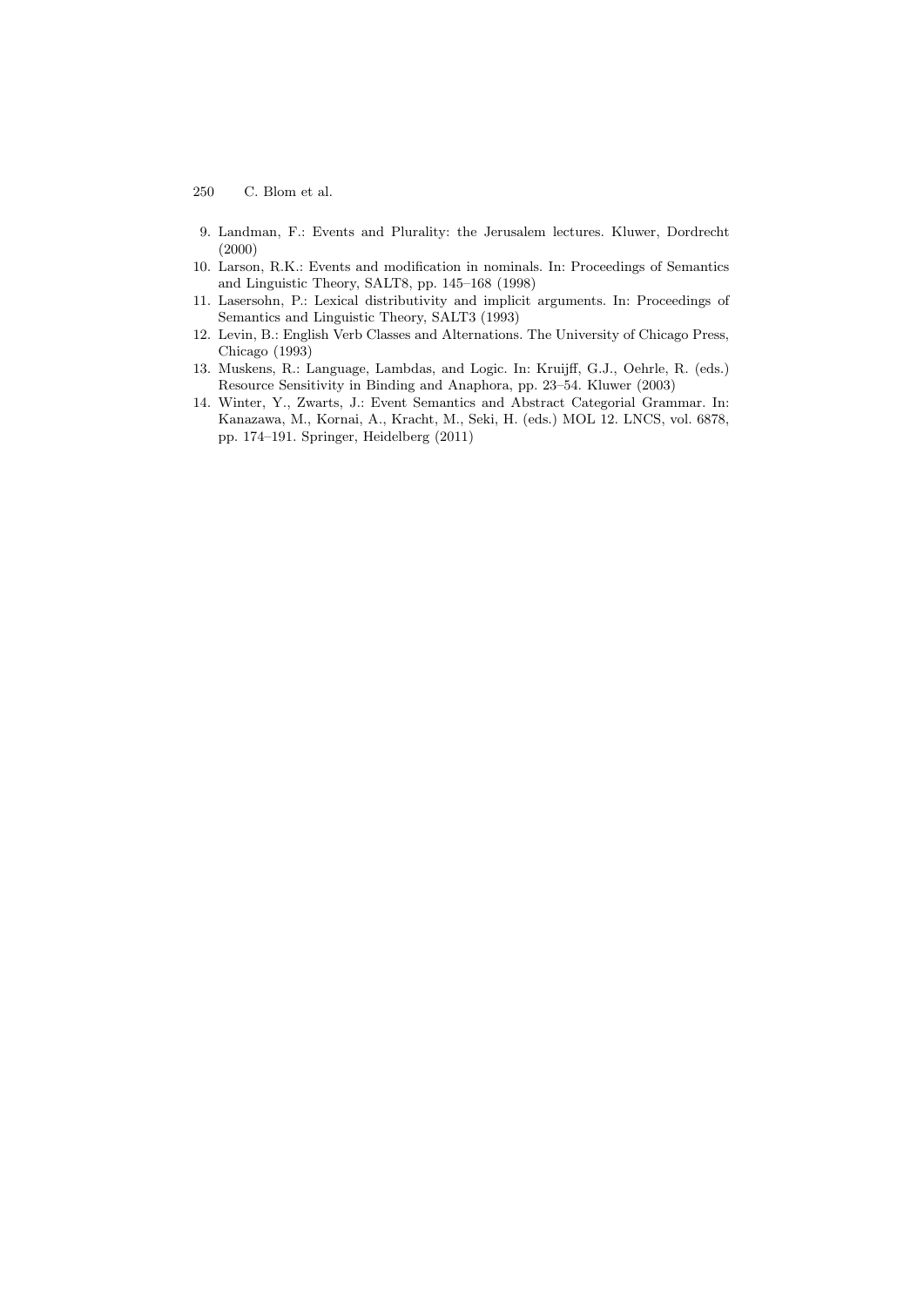9. Landman, F.: Events and Plurality: the Jerusalem lectures. Kluwer, Dordrecht (2000)
10. Larson, R.K.: Events and modification in nominals. In: Proceedings of Semantics and Linguistic Theory, SALT8, pp. 145–168 (1998)
11. Lasersohn, P.: Lexical distributivity and implicit arguments. In: Proceedings of Semantics and Linguistic Theory, SALT3 (1993)
12. Levin, B.: English Verb Classes and Alternations. The University of Chicago Press, Chicago (1993)
13. Muskens, R.: Language, Lambdas, and Logic. In: Kruijff, G.J., Oehrle, R. (eds.) Resource Sensitivity in Binding and Anaphora, pp. 23–54. Kluwer (2003)
14. Winter, Y., Zwarts, J.: Event Semantics and Abstract Categorial Grammar. In: Kanazawa, M., Kornai, A., Kracht, M., Seki, H. (eds.) MOL 12. LNCS, vol. 6878, pp. 174–191. Springer, Heidelberg (2011)